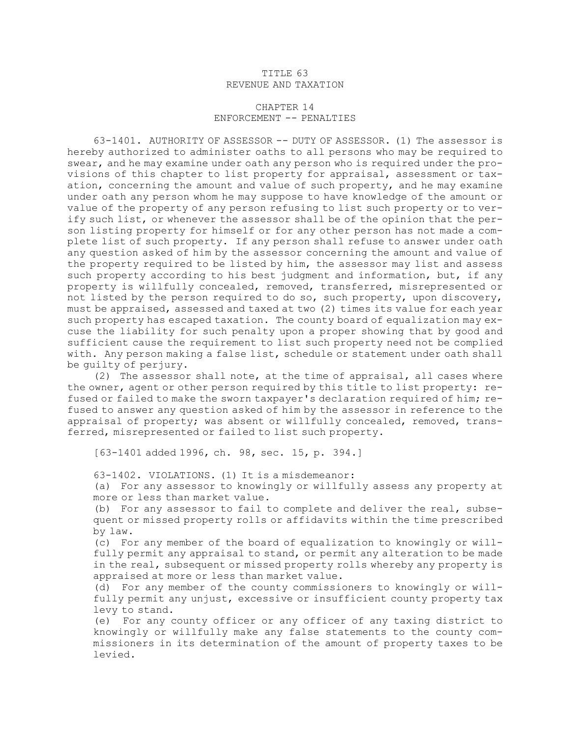# TITLE 63
# REVENUE AND TAXATION

## CHAPTER 14
## ENFORCEMENT -- PENALTIES

63-1401. AUTHORITY OF ASSESSOR -- DUTY OF ASSESSOR. (1) The assessor is hereby authorized to administer oaths to all persons who may be required to swear, and he may examine under oath any person who is required under the provisions of this chapter to list property for appraisal, assessment or taxation, concerning the amount and value of such property, and he may examine under oath any person whom he may suppose to have knowledge of the amount or value of the property of any person refusing to list such property or to verify such list, or whenever the assessor shall be of the opinion that the person listing property for himself or for any other person has not made a complete list of such property. If any person shall refuse to answer under oath any question asked of him by the assessor concerning the amount and value of the property required to be listed by him, the assessor may list and assess such property according to his best judgment and information, but, if any property is willfully concealed, removed, transferred, misrepresented or not listed by the person required to do so, such property, upon discovery, must be appraised, assessed and taxed at two (2) times its value for each year such property has escaped taxation. The county board of equalization may excuse the liability for such penalty upon a proper showing that by good and sufficient cause the requirement to list such property need not be complied with. Any person making a false list, schedule or statement under oath shall be guilty of perjury.

(2) The assessor shall note, at the time of appraisal, all cases where the owner, agent or other person required by this title to list property: refused or failed to make the sworn taxpayer's declaration required of him; refused to answer any question asked of him by the assessor in reference to the appraisal of property; was absent or willfully concealed, removed, transferred, misrepresented or failed to list such property.

[63-1401 added 1996, ch. 98, sec. 15, p. 394.]

63-1402. VIOLATIONS. (1) It is a misdemeanor:

(a) For any assessor to knowingly or willfully assess any property at more or less than market value.

(b) For any assessor to fail to complete and deliver the real, subsequent or missed property rolls or affidavits within the time prescribed by law.

(c) For any member of the board of equalization to knowingly or willfully permit any appraisal to stand, or permit any alteration to be made in the real, subsequent or missed property rolls whereby any property is appraised at more or less than market value.

(d) For any member of the county commissioners to knowingly or willfully permit any unjust, excessive or insufficient county property tax levy to stand.

(e) For any county officer or any officer of any taxing district to knowingly or willfully make any false statements to the county commissioners in its determination of the amount of property taxes to be levied.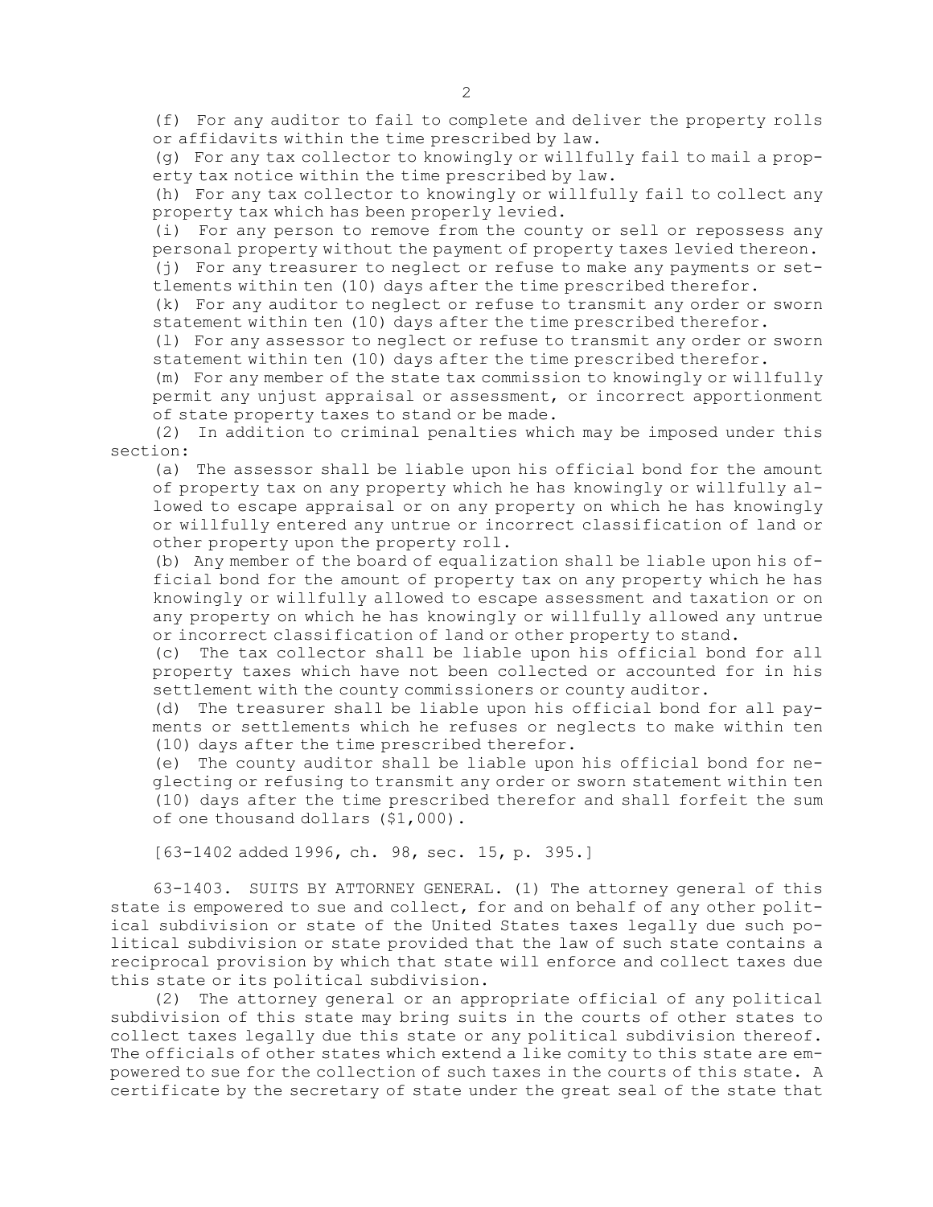(f) For any auditor to fail to complete and deliver the property rolls or affidavits within the time prescribed by law.

(g) For any tax collector to knowingly or willfully fail to mail a property tax notice within the time prescribed by law.

(h) For any tax collector to knowingly or willfully fail to collect any property tax which has been properly levied.

(i) For any person to remove from the county or sell or repossess any personal property without the payment of property taxes levied thereon.

(j) For any treasurer to neglect or refuse to make any payments or settlements within ten (10) days after the time prescribed therefor.

(k) For any auditor to neglect or refuse to transmit any order or sworn statement within ten (10) days after the time prescribed therefor.

(l) For any assessor to neglect or refuse to transmit any order or sworn statement within ten (10) days after the time prescribed therefor.

(m) For any member of the state tax commission to knowingly or willfully permit any unjust appraisal or assessment, or incorrect apportionment of state property taxes to stand or be made.

(2) In addition to criminal penalties which may be imposed under this section:

(a) The assessor shall be liable upon his official bond for the amount of property tax on any property which he has knowingly or willfully allowed to escape appraisal or on any property on which he has knowingly or willfully entered any untrue or incorrect classification of land or other property upon the property roll.

(b) Any member of the board of equalization shall be liable upon his official bond for the amount of property tax on any property which he has knowingly or willfully allowed to escape assessment and taxation or on any property on which he has knowingly or willfully allowed any untrue or incorrect classification of land or other property to stand.

(c) The tax collector shall be liable upon his official bond for all property taxes which have not been collected or accounted for in his settlement with the county commissioners or county auditor.

(d) The treasurer shall be liable upon his official bond for all payments or settlements which he refuses or neglects to make within ten (10) days after the time prescribed therefor.

(e) The county auditor shall be liable upon his official bond for neglecting or refusing to transmit any order or sworn statement within ten (10) days after the time prescribed therefor and shall forfeit the sum of one thousand dollars ($1,000).

[63-1402 added 1996, ch. 98, sec. 15, p. 395.]

63-1403. SUITS BY ATTORNEY GENERAL. (1) The attorney general of this state is empowered to sue and collect, for and on behalf of any other political subdivision or state of the United States taxes legally due such political subdivision or state provided that the law of such state contains a reciprocal provision by which that state will enforce and collect taxes due this state or its political subdivision.

(2) The attorney general or an appropriate official of any political subdivision of this state may bring suits in the courts of other states to collect taxes legally due this state or any political subdivision thereof. The officials of other states which extend a like comity to this state are empowered to sue for the collection of such taxes in the courts of this state. A certificate by the secretary of state under the great seal of the state that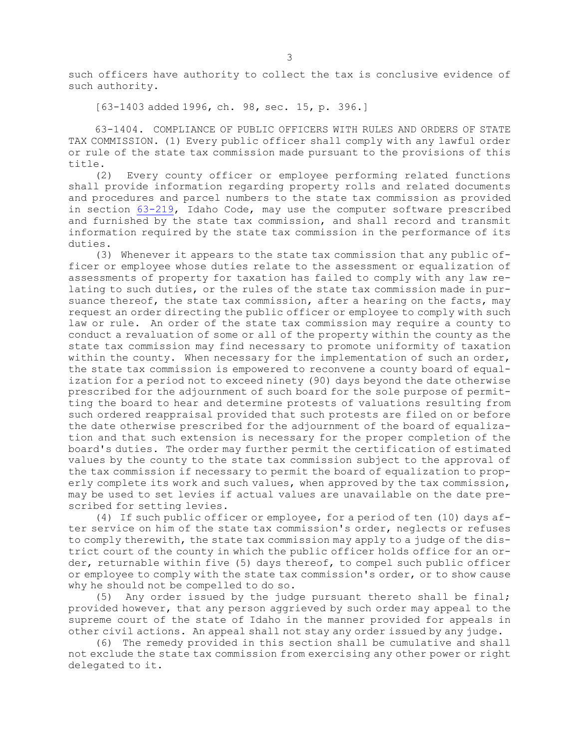such officers have authority to collect the tax is conclusive evidence of such authority.

[63-1403 added 1996, ch. 98, sec. 15, p. 396.]

63-1404. COMPLIANCE OF PUBLIC OFFICERS WITH RULES AND ORDERS OF STATE TAX COMMISSION. (1) Every public officer shall comply with any lawful order or rule of the state tax commission made pursuant to the provisions of this title.

(2) Every county officer or employee performing related functions shall provide information regarding property rolls and related documents and procedures and parcel numbers to the state tax commission as provided in section 63-219, Idaho Code, may use the computer software prescribed and furnished by the state tax commission, and shall record and transmit information required by the state tax commission in the performance of its duties.

(3) Whenever it appears to the state tax commission that any public officer or employee whose duties relate to the assessment or equalization of assessments of property for taxation has failed to comply with any law relating to such duties, or the rules of the state tax commission made in pursuance thereof, the state tax commission, after a hearing on the facts, may request an order directing the public officer or employee to comply with such law or rule. An order of the state tax commission may require a county to conduct a revaluation of some or all of the property within the county as the state tax commission may find necessary to promote uniformity of taxation within the county. When necessary for the implementation of such an order, the state tax commission is empowered to reconvene a county board of equalization for a period not to exceed ninety (90) days beyond the date otherwise prescribed for the adjournment of such board for the sole purpose of permitting the board to hear and determine protests of valuations resulting from such ordered reappraisal provided that such protests are filed on or before the date otherwise prescribed for the adjournment of the board of equalization and that such extension is necessary for the proper completion of the board's duties. The order may further permit the certification of estimated values by the county to the state tax commission subject to the approval of the tax commission if necessary to permit the board of equalization to properly complete its work and such values, when approved by the tax commission, may be used to set levies if actual values are unavailable on the date prescribed for setting levies.

(4) If such public officer or employee, for a period of ten (10) days after service on him of the state tax commission's order, neglects or refuses to comply therewith, the state tax commission may apply to a judge of the district court of the county in which the public officer holds office for an order, returnable within five (5) days thereof, to compel such public officer or employee to comply with the state tax commission's order, or to show cause why he should not be compelled to do so.

(5) Any order issued by the judge pursuant thereto shall be final; provided however, that any person aggrieved by such order may appeal to the supreme court of the state of Idaho in the manner provided for appeals in other civil actions. An appeal shall not stay any order issued by any judge.

(6) The remedy provided in this section shall be cumulative and shall not exclude the state tax commission from exercising any other power or right delegated to it.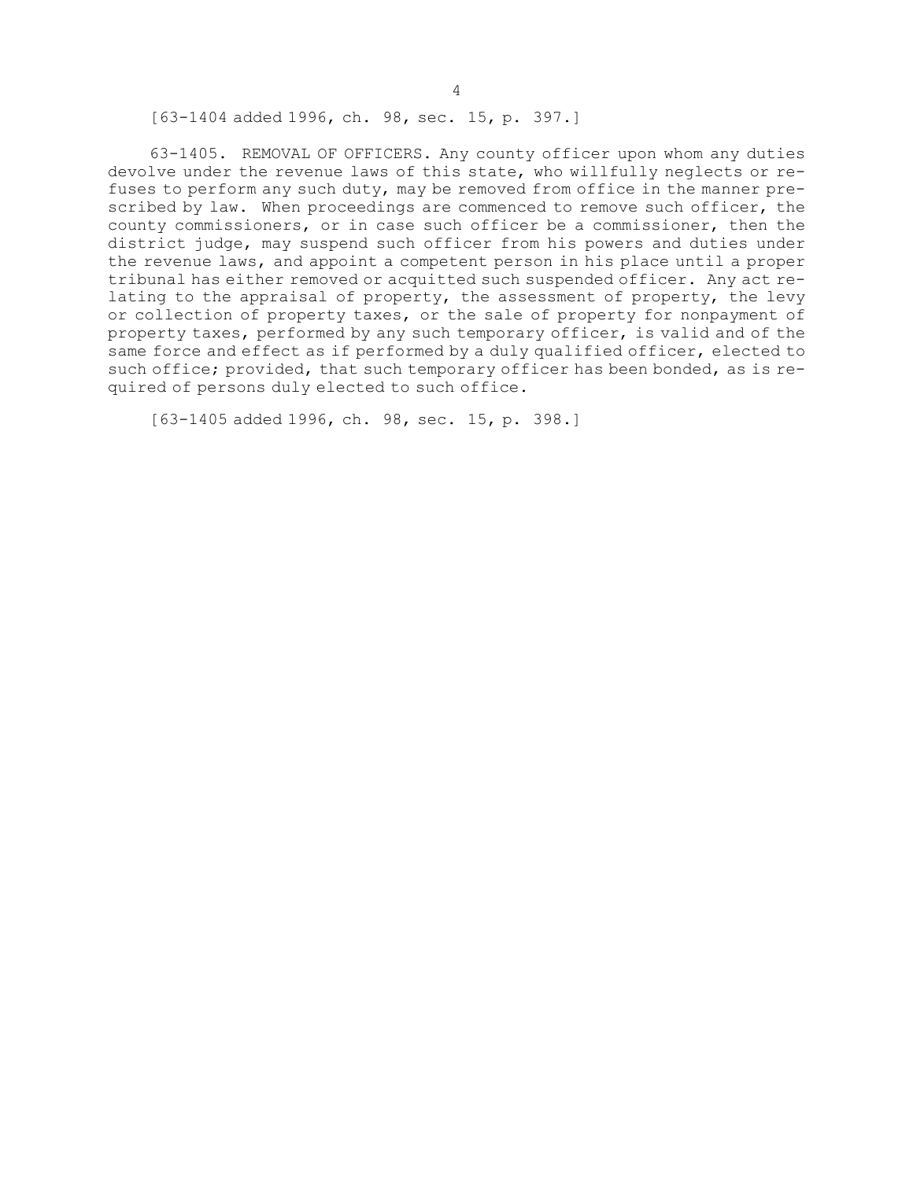[63-1404 added 1996, ch. 98, sec. 15, p. 397.]

63-1405. REMOVAL OF OFFICERS. Any county officer upon whom any duties devolve under the revenue laws of this state, who willfully neglects or refuses to perform any such duty, may be removed from office in the manner prescribed by law. When proceedings are commenced to remove such officer, the county commissioners, or in case such officer be a commissioner, then the district judge, may suspend such officer from his powers and duties under the revenue laws, and appoint a competent person in his place until a proper tribunal has either removed or acquitted such suspended officer. Any act relating to the appraisal of property, the assessment of property, the levy or collection of property taxes, or the sale of property for nonpayment of property taxes, performed by any such temporary officer, is valid and of the same force and effect as if performed by a duly qualified officer, elected to such office; provided, that such temporary officer has been bonded, as is required of persons duly elected to such office.

[63-1405 added 1996, ch. 98, sec. 15, p. 398.]